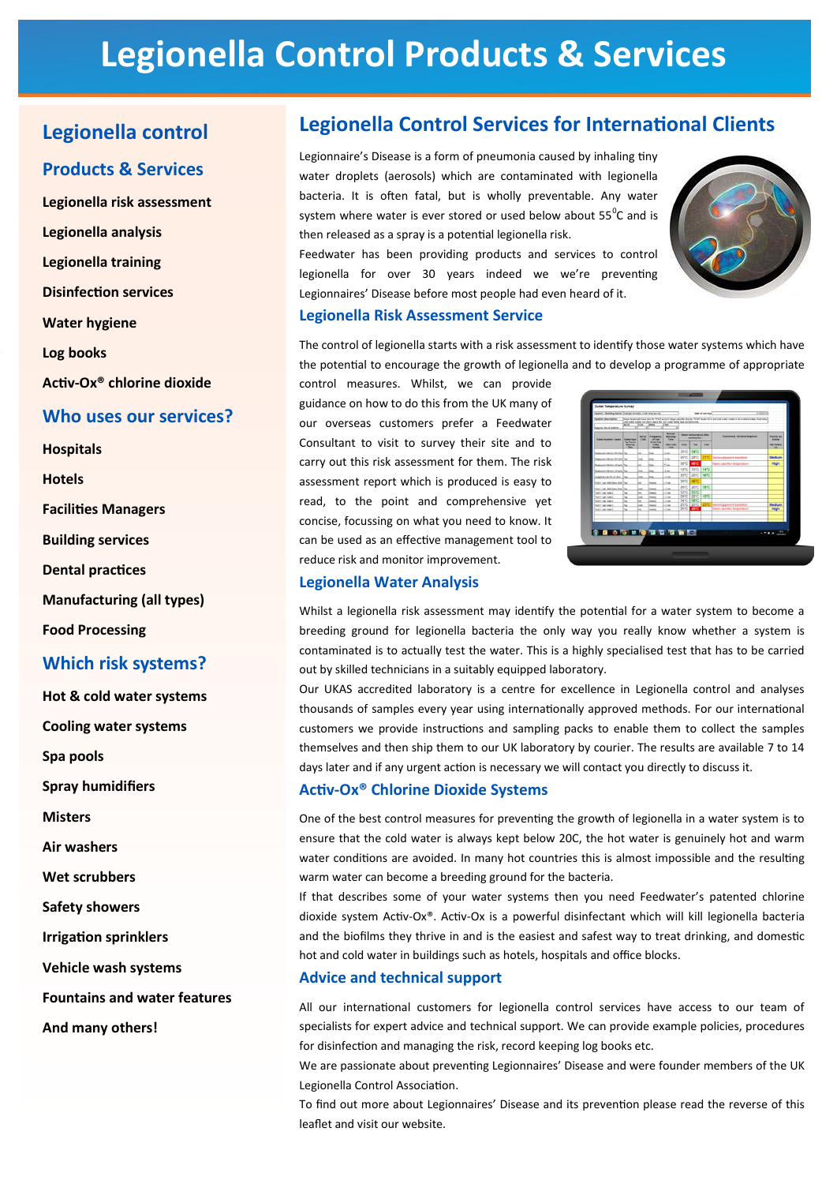# Legionella Control Products & Services

## Legionella control

### Products & Services

**Legionella risk assessment**

**Legionella analysis**

**Legionella training**

**Disinfection services**

**Water hygiene**

**Log books**

**Activ-Ox® chlorine dioxide**

### Who uses our services?

**Hospitals**

**Hotels**

**Facilities Managers**

**Building services**

**Dental practices**

**Manufacturing (all types)**

**Food Processing**

### Which risk systems?

**Hot & cold water systems**

**Cooling water systems**

**Spa pools**

**Spray humidifiers**

**Misters**

**Air washers**

**Wet scrubbers**

**Safety showers**

**Irrigation sprinklers**

**Vehicle wash systems**

**Fountains and water features**

**And many others!**

## Legionella Control Services for International Clients

Legionnaire's Disease is a form of pneumonia caused by inhaling tiny water droplets (aerosols) which are contaminated with legionella bacteria. It is often fatal, but is wholly preventable. Any water system where water is ever stored or used below about 55$^{0}$C and is then released as a spray is a potential legionella risk.

Feedwater has been providing products and services to control legionella for over 30 years indeed we we're preventing Legionnaires' Disease before most people had even heard of it.

### Legionella Risk Assessment Service

The control of legionella starts with a risk assessment to identify those water systems which have the potential to encourage the growth of legionella and to develop a programme of appropriate control measures. Whilst, we can provide guidance on how to do this from the UK many of our overseas customers prefer a Feedwater Consultant to visit to survey their site and to carry out this risk assessment for them. The risk assessment report which is produced is easy to read, to the point and comprehensive yet concise, focussing on what you need to know. It can be used as an effective management tool to reduce risk and monitor improvement.

### Legionella Water Analysis

Whilst a legionella risk assessment may identify the potential for a water system to become a breeding ground for legionella bacteria the only way you really know whether a system is contaminated is to actually test the water. This is a highly specialised test that has to be carried out by skilled technicians in a suitably equipped laboratory.

Our UKAS accredited laboratory is a centre for excellence in Legionella control and analyses thousands of samples every year using internationally approved methods. For our international customers we provide instructions and sampling packs to enable them to collect the samples themselves and then ship them to our UK laboratory by courier. The results are available 7 to 14 days later and if any urgent action is necessary we will contact you directly to discuss it.

### Activ-Ox® Chlorine Dioxide Systems

One of the best control measures for preventing the growth of legionella in a water system is to ensure that the cold water is always kept below 20C, the hot water is genuinely hot and warm water conditions are avoided. In many hot countries this is almost impossible and the resulting warm water can become a breeding ground for the bacteria.

If that describes some of your water systems then you need Feedwater's patented chlorine dioxide system Activ-Ox®. Activ-Ox is a powerful disinfectant which will kill legionella bacteria and the biofilms they thrive in and is the easiest and safest way to treat drinking, and domestic hot and cold water in buildings such as hotels, hospitals and office blocks.

### Advice and technical support

All our international customers for legionella control services have access to our team of specialists for expert advice and technical support. We can provide example policies, procedures for disinfection and managing the risk, record keeping log books etc.

We are passionate about preventing Legionnaires' Disease and were founder members of the UK Legionella Control Association.

To find out more about Legionnaires' Disease and its prevention please read the reverse of this leaflet and visit our website.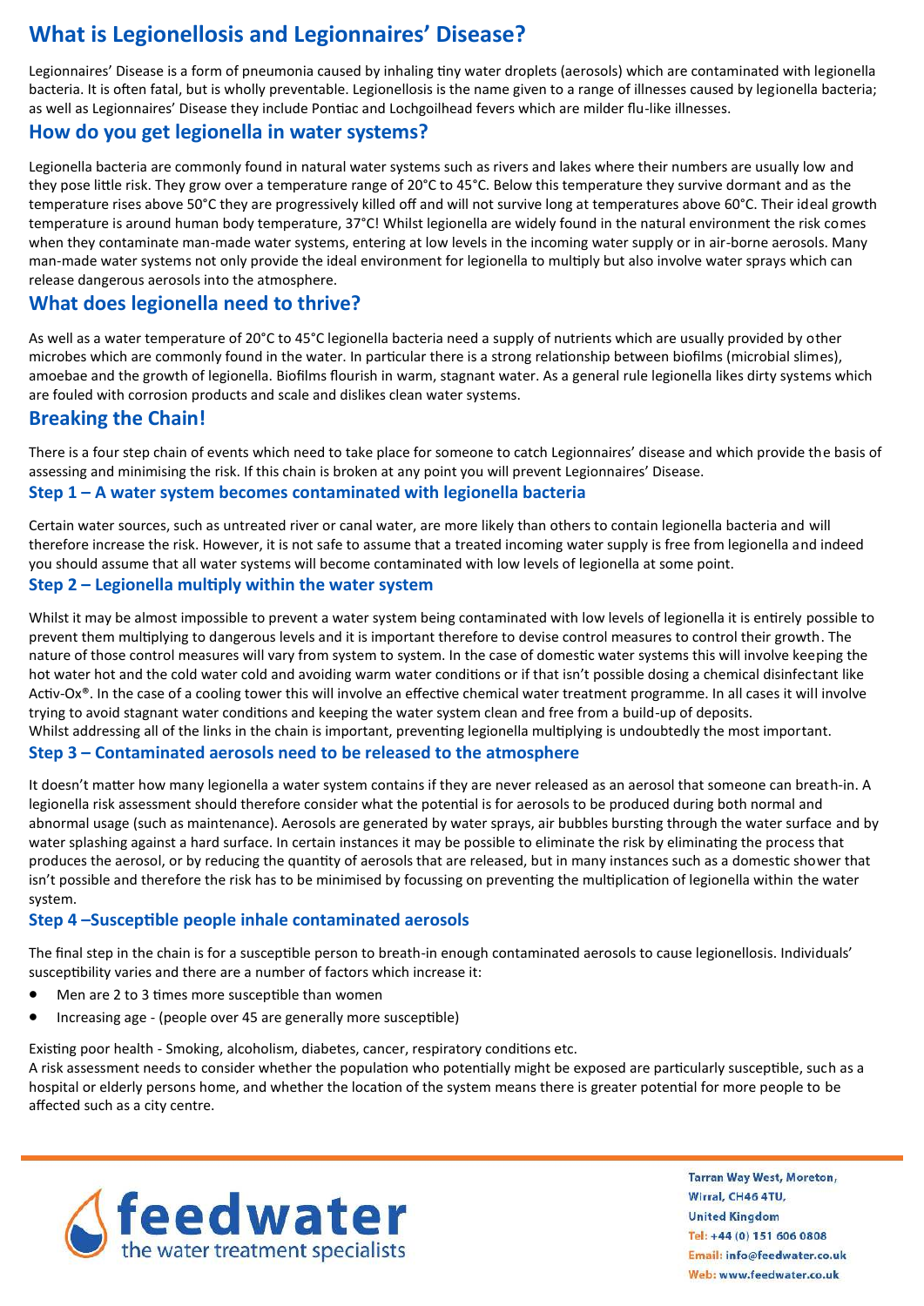# What is Legionellosis and Legionnaires' Disease?

Legionnaires' Disease is a form of pneumonia caused by inhaling tiny water droplets (aerosols) which are contaminated with legionella bacteria. It is often fatal, but is wholly preventable. Legionellosis is the name given to a range of illnesses caused by legionella bacteria; as well as Legionnaires' Disease they include Pontiac and Lochgoilhead fevers which are milder flu-like illnesses.

## How do you get legionella in water systems?

Legionella bacteria are commonly found in natural water systems such as rivers and lakes where their numbers are usually low and they pose little risk. They grow over a temperature range of 20°C to 45°C. Below this temperature they survive dormant and as the temperature rises above 50°C they are progressively killed off and will not survive long at temperatures above 60°C. Their ideal growth temperature is around human body temperature, 37°C! Whilst legionella are widely found in the natural environment the risk comes when they contaminate man-made water systems, entering at low levels in the incoming water supply or in air-borne aerosols. Many man-made water systems not only provide the ideal environment for legionella to multiply but also involve water sprays which can release dangerous aerosols into the atmosphere.

## What does legionella need to thrive?

As well as a water temperature of 20°C to 45°C legionella bacteria need a supply of nutrients which are usually provided by other microbes which are commonly found in the water. In particular there is a strong relationship between biofilms (microbial slimes), amoebae and the growth of legionella. Biofilms flourish in warm, stagnant water. As a general rule legionella likes dirty systems which are fouled with corrosion products and scale and dislikes clean water systems.

## Breaking the Chain!

There is a four step chain of events which need to take place for someone to catch Legionnaires' disease and which provide the basis of assessing and minimising the risk. If this chain is broken at any point you will prevent Legionnaires' Disease.

### Step 1 – A water system becomes contaminated with legionella bacteria

Certain water sources, such as untreated river or canal water, are more likely than others to contain legionella bacteria and will therefore increase the risk. However, it is not safe to assume that a treated incoming water supply is free from legionella and indeed you should assume that all water systems will become contaminated with low levels of legionella at some point.

### Step 2 – Legionella multiply within the water system

Whilst it may be almost impossible to prevent a water system being contaminated with low levels of legionella it is entirely possible to prevent them multiplying to dangerous levels and it is important therefore to devise control measures to control their growth. The nature of those control measures will vary from system to system. In the case of domestic water systems this will involve keeping the hot water hot and the cold water cold and avoiding warm water conditions or if that isn't possible dosing a chemical disinfectant like Activ-Ox®. In the case of a cooling tower this will involve an effective chemical water treatment programme. In all cases it will involve trying to avoid stagnant water conditions and keeping the water system clean and free from a build-up of deposits.

Whilst addressing all of the links in the chain is important, preventing legionella multiplying is undoubtedly the most important.

### Step 3 – Contaminated aerosols need to be released to the atmosphere

It doesn't matter how many legionella a water system contains if they are never released as an aerosol that someone can breath-in. A legionella risk assessment should therefore consider what the potential is for aerosols to be produced during both normal and abnormal usage (such as maintenance). Aerosols are generated by water sprays, air bubbles bursting through the water surface and by water splashing against a hard surface. In certain instances it may be possible to eliminate the risk by eliminating the process that produces the aerosol, or by reducing the quantity of aerosols that are released, but in many instances such as a domestic shower that isn't possible and therefore the risk has to be minimised by focussing on preventing the multiplication of legionella within the water system.

### Step 4 –Susceptible people inhale contaminated aerosols

The final step in the chain is for a susceptible person to breath-in enough contaminated aerosols to cause legionellosis. Individuals' susceptibility varies and there are a number of factors which increase it:

- Men are 2 to 3 times more susceptible than women
- Increasing age - (people over 45 are generally more susceptible)

Existing poor health - Smoking, alcoholism, diabetes, cancer, respiratory conditions etc.

A risk assessment needs to consider whether the population who potentially might be exposed are particularly susceptible, such as a hospital or elderly persons home, and whether the location of the system means there is greater potential for more people to be affected such as a city centre.

feedwater
the water treatment specialists

Tarran Way West, Moreton,
Wirral, CH46 4TU,
United Kingdom
Tel: +44 (0) 151 606 0808
Email: info@feedwater.co.uk
Web: www.feedwater.co.uk